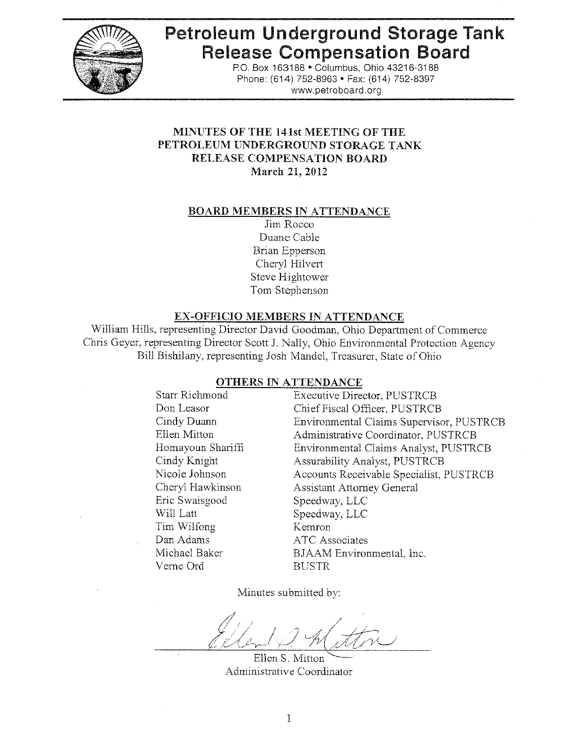# Petroleum Underground Storage Tank Release Compensation Board

P.O. Box 163188 • Columbus, Ohio 43216-3188
Phone: (614) 752-8963 • Fax: (614) 752-8397
www.petroboard.org

## MINUTES OF THE 141st MEETING OF THE PETROLEUM UNDERGROUND STORAGE TANK RELEASE COMPENSATION BOARD
**March 21, 2012**

### BOARD MEMBERS IN ATTENDANCE

Jim Rocco
Duane Cable
Brian Epperson
Cheryl Hilvert
Steve Hightower
Tom Stephenson

### EX-OFFICIO MEMBERS IN ATTENDANCE

William Hills, representing Director David Goodman, Ohio Department of Commerce
Chris Geyer, representing Director Scott J. Nally, Ohio Environmental Protection Agency
Bill Bishilany, representing Josh Mandel, Treasurer, State of Ohio

### OTHERS IN ATTENDANCE

| | |
|---|---|
| Starr Richmond | Executive Director, PUSTRCB |
| Don Leasor | Chief Fiscal Officer, PUSTRCB |
| Cindy Duann | Environmental Claims Supervisor, PUSTRCB |
| Ellen Mitton | Administrative Coordinator, PUSTRCB |
| Homayoun Shariffi | Environmental Claims Analyst, PUSTRCB |
| Cindy Knight | Assurability Analyst, PUSTRCB |
| Nicole Johnson | Accounts Receivable Specialist, PUSTRCB |
| Cheryl Hawkinson | Assistant Attorney General |
| Eric Swaisgood | Speedway, LLC |
| Will Latt | Speedway, LLC |
| Tim Wilfong | Kemron |
| Dan Adams | ATC Associates |
| Michael Baker | BJAAM Environmental, Inc. |
| Verne Ord | BUSTR |

Minutes submitted by:

Ellen S. Mitton
Administrative Coordinator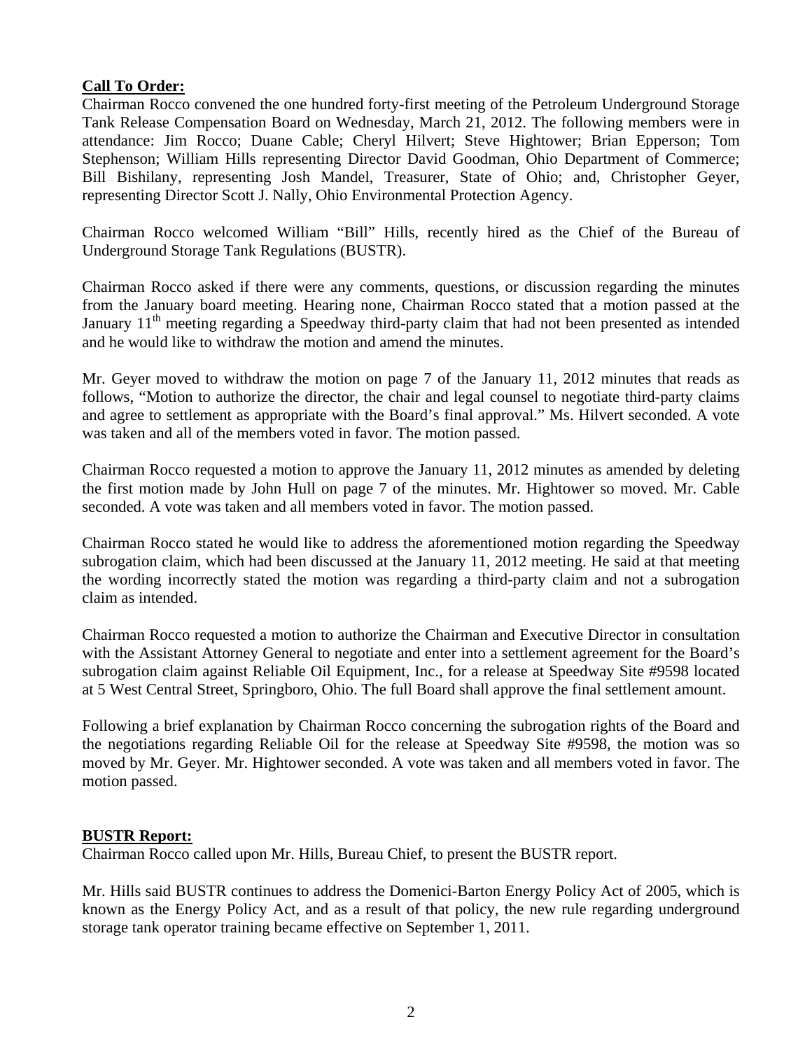**Call To Order:**

Chairman Rocco convened the one hundred forty-first meeting of the Petroleum Underground Storage Tank Release Compensation Board on Wednesday, March 21, 2012. The following members were in attendance: Jim Rocco; Duane Cable; Cheryl Hilvert; Steve Hightower; Brian Epperson; Tom Stephenson; William Hills representing Director David Goodman, Ohio Department of Commerce; Bill Bishilany, representing Josh Mandel, Treasurer, State of Ohio; and, Christopher Geyer, representing Director Scott J. Nally, Ohio Environmental Protection Agency.

Chairman Rocco welcomed William "Bill" Hills, recently hired as the Chief of the Bureau of Underground Storage Tank Regulations (BUSTR).

Chairman Rocco asked if there were any comments, questions, or discussion regarding the minutes from the January board meeting. Hearing none, Chairman Rocco stated that a motion passed at the January 11th meeting regarding a Speedway third-party claim that had not been presented as intended and he would like to withdraw the motion and amend the minutes.

Mr. Geyer moved to withdraw the motion on page 7 of the January 11, 2012 minutes that reads as follows, "Motion to authorize the director, the chair and legal counsel to negotiate third-party claims and agree to settlement as appropriate with the Board's final approval." Ms. Hilvert seconded. A vote was taken and all of the members voted in favor. The motion passed.

Chairman Rocco requested a motion to approve the January 11, 2012 minutes as amended by deleting the first motion made by John Hull on page 7 of the minutes. Mr. Hightower so moved. Mr. Cable seconded. A vote was taken and all members voted in favor. The motion passed.

Chairman Rocco stated he would like to address the aforementioned motion regarding the Speedway subrogation claim, which had been discussed at the January 11, 2012 meeting. He said at that meeting the wording incorrectly stated the motion was regarding a third-party claim and not a subrogation claim as intended.

Chairman Rocco requested a motion to authorize the Chairman and Executive Director in consultation with the Assistant Attorney General to negotiate and enter into a settlement agreement for the Board's subrogation claim against Reliable Oil Equipment, Inc., for a release at Speedway Site #9598 located at 5 West Central Street, Springboro, Ohio. The full Board shall approve the final settlement amount.

Following a brief explanation by Chairman Rocco concerning the subrogation rights of the Board and the negotiations regarding Reliable Oil for the release at Speedway Site #9598, the motion was so moved by Mr. Geyer. Mr. Hightower seconded. A vote was taken and all members voted in favor. The motion passed.

**BUSTR Report:**

Chairman Rocco called upon Mr. Hills, Bureau Chief, to present the BUSTR report.

Mr. Hills said BUSTR continues to address the Domenici-Barton Energy Policy Act of 2005, which is known as the Energy Policy Act, and as a result of that policy, the new rule regarding underground storage tank operator training became effective on September 1, 2011.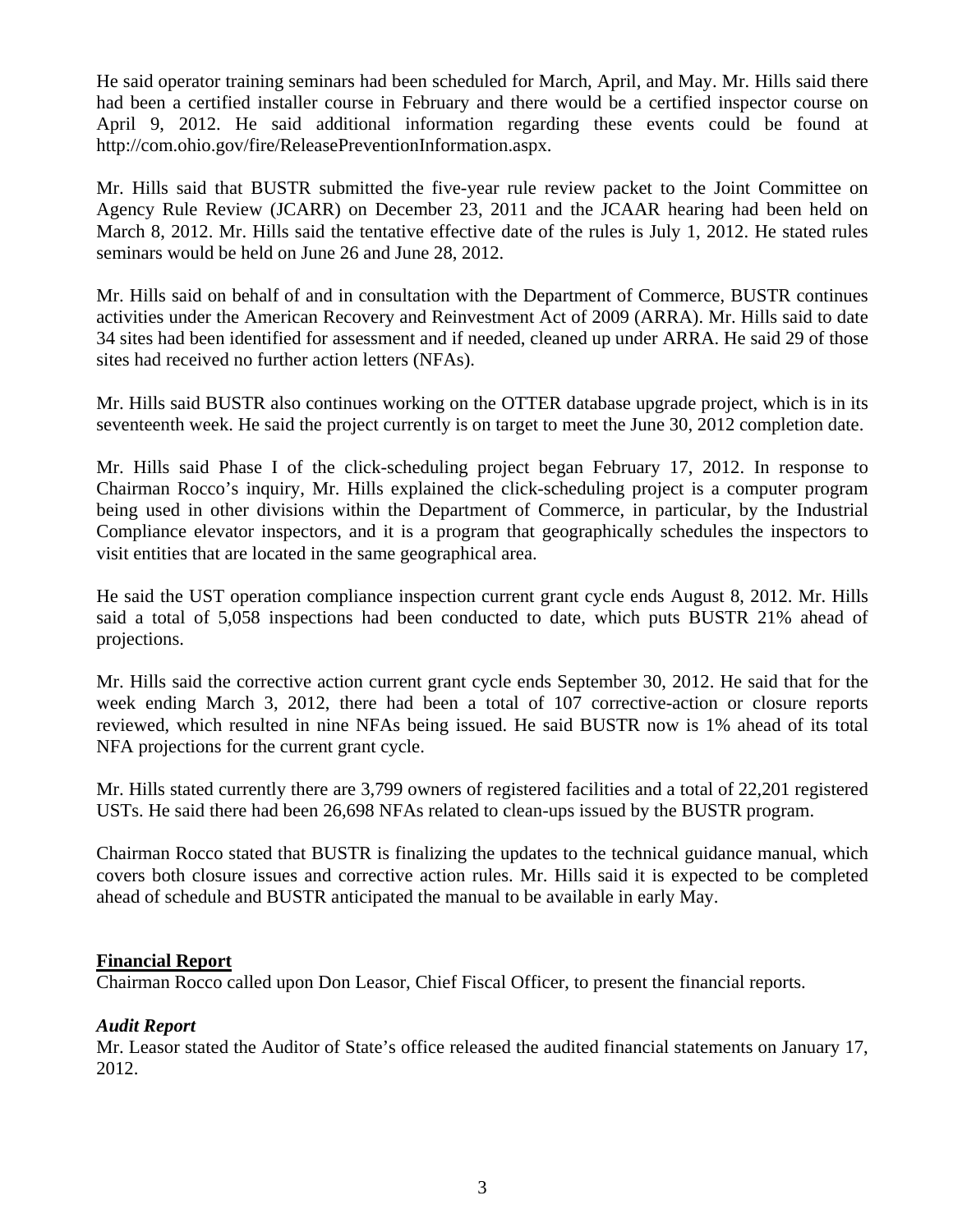He said operator training seminars had been scheduled for March, April, and May. Mr. Hills said there had been a certified installer course in February and there would be a certified inspector course on April 9, 2012. He said additional information regarding these events could be found at http://com.ohio.gov/fire/ReleasePreventionInformation.aspx.

Mr. Hills said that BUSTR submitted the five-year rule review packet to the Joint Committee on Agency Rule Review (JCARR) on December 23, 2011 and the JCAAR hearing had been held on March 8, 2012. Mr. Hills said the tentative effective date of the rules is July 1, 2012. He stated rules seminars would be held on June 26 and June 28, 2012.

Mr. Hills said on behalf of and in consultation with the Department of Commerce, BUSTR continues activities under the American Recovery and Reinvestment Act of 2009 (ARRA). Mr. Hills said to date 34 sites had been identified for assessment and if needed, cleaned up under ARRA. He said 29 of those sites had received no further action letters (NFAs).

Mr. Hills said BUSTR also continues working on the OTTER database upgrade project, which is in its seventeenth week. He said the project currently is on target to meet the June 30, 2012 completion date.

Mr. Hills said Phase I of the click-scheduling project began February 17, 2012. In response to Chairman Rocco's inquiry, Mr. Hills explained the click-scheduling project is a computer program being used in other divisions within the Department of Commerce, in particular, by the Industrial Compliance elevator inspectors, and it is a program that geographically schedules the inspectors to visit entities that are located in the same geographical area.

He said the UST operation compliance inspection current grant cycle ends August 8, 2012. Mr. Hills said a total of 5,058 inspections had been conducted to date, which puts BUSTR 21% ahead of projections.

Mr. Hills said the corrective action current grant cycle ends September 30, 2012. He said that for the week ending March 3, 2012, there had been a total of 107 corrective-action or closure reports reviewed, which resulted in nine NFAs being issued. He said BUSTR now is 1% ahead of its total NFA projections for the current grant cycle.

Mr. Hills stated currently there are 3,799 owners of registered facilities and a total of 22,201 registered USTs. He said there had been 26,698 NFAs related to clean-ups issued by the BUSTR program.

Chairman Rocco stated that BUSTR is finalizing the updates to the technical guidance manual, which covers both closure issues and corrective action rules. Mr. Hills said it is expected to be completed ahead of schedule and BUSTR anticipated the manual to be available in early May.

## Financial Report

Chairman Rocco called upon Don Leasor, Chief Fiscal Officer, to present the financial reports.

### *Audit Report*

Mr. Leasor stated the Auditor of State's office released the audited financial statements on January 17, 2012.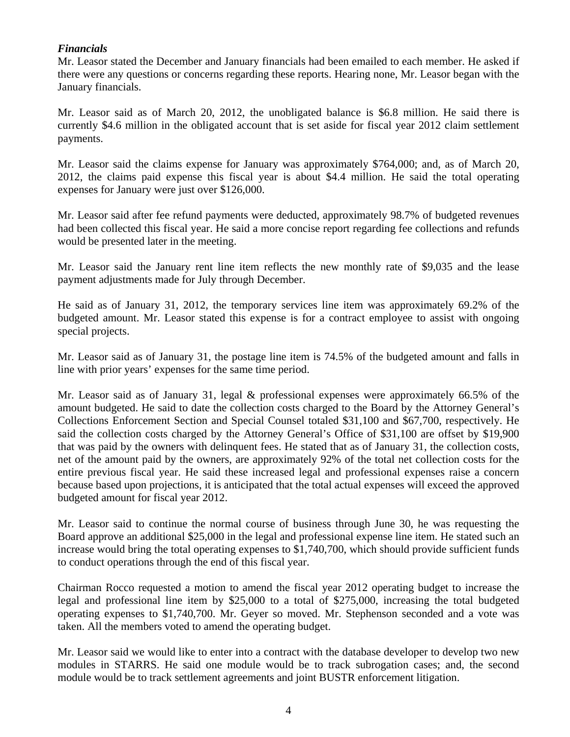***Financials***

Mr. Leasor stated the December and January financials had been emailed to each member. He asked if there were any questions or concerns regarding these reports. Hearing none, Mr. Leasor began with the January financials.

Mr. Leasor said as of March 20, 2012, the unobligated balance is $6.8 million. He said there is currently $4.6 million in the obligated account that is set aside for fiscal year 2012 claim settlement payments.

Mr. Leasor said the claims expense for January was approximately $764,000; and, as of March 20, 2012, the claims paid expense this fiscal year is about $4.4 million. He said the total operating expenses for January were just over $126,000.

Mr. Leasor said after fee refund payments were deducted, approximately 98.7% of budgeted revenues had been collected this fiscal year. He said a more concise report regarding fee collections and refunds would be presented later in the meeting.

Mr. Leasor said the January rent line item reflects the new monthly rate of $9,035 and the lease payment adjustments made for July through December.

He said as of January 31, 2012, the temporary services line item was approximately 69.2% of the budgeted amount. Mr. Leasor stated this expense is for a contract employee to assist with ongoing special projects.

Mr. Leasor said as of January 31, the postage line item is 74.5% of the budgeted amount and falls in line with prior years' expenses for the same time period.

Mr. Leasor said as of January 31, legal & professional expenses were approximately 66.5% of the amount budgeted. He said to date the collection costs charged to the Board by the Attorney General's Collections Enforcement Section and Special Counsel totaled $31,100 and $67,700, respectively. He said the collection costs charged by the Attorney General's Office of $31,100 are offset by $19,900 that was paid by the owners with delinquent fees. He stated that as of January 31, the collection costs, net of the amount paid by the owners, are approximately 92% of the total net collection costs for the entire previous fiscal year. He said these increased legal and professional expenses raise a concern because based upon projections, it is anticipated that the total actual expenses will exceed the approved budgeted amount for fiscal year 2012.

Mr. Leasor said to continue the normal course of business through June 30, he was requesting the Board approve an additional $25,000 in the legal and professional expense line item. He stated such an increase would bring the total operating expenses to $1,740,700, which should provide sufficient funds to conduct operations through the end of this fiscal year.

Chairman Rocco requested a motion to amend the fiscal year 2012 operating budget to increase the legal and professional line item by $25,000 to a total of $275,000, increasing the total budgeted operating expenses to $1,740,700. Mr. Geyer so moved. Mr. Stephenson seconded and a vote was taken. All the members voted to amend the operating budget.

Mr. Leasor said we would like to enter into a contract with the database developer to develop two new modules in STARRS. He said one module would be to track subrogation cases; and, the second module would be to track settlement agreements and joint BUSTR enforcement litigation.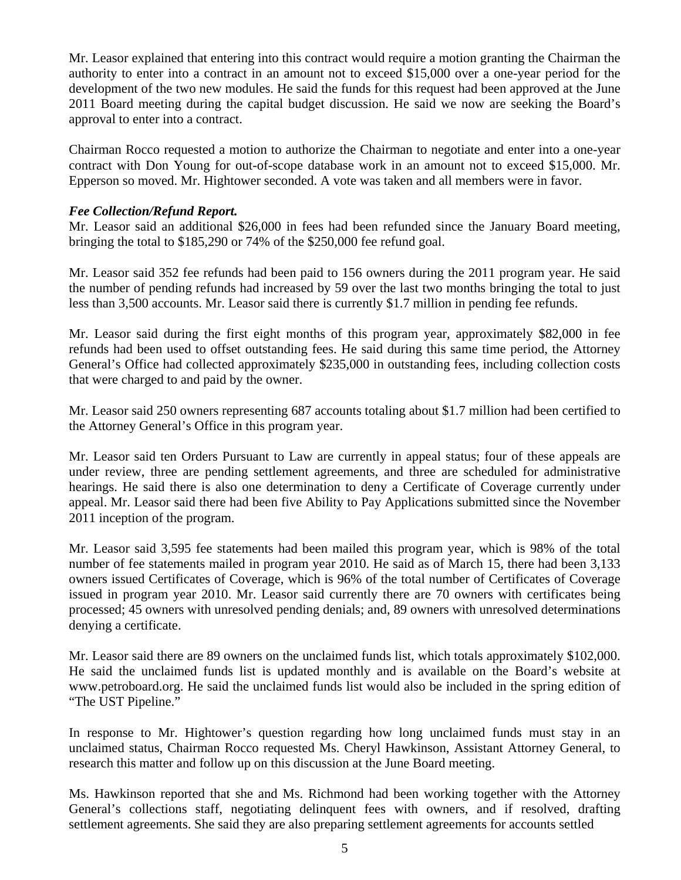Mr. Leasor explained that entering into this contract would require a motion granting the Chairman the authority to enter into a contract in an amount not to exceed $15,000 over a one-year period for the development of the two new modules. He said the funds for this request had been approved at the June 2011 Board meeting during the capital budget discussion. He said we now are seeking the Board's approval to enter into a contract.

Chairman Rocco requested a motion to authorize the Chairman to negotiate and enter into a one-year contract with Don Young for out-of-scope database work in an amount not to exceed $15,000. Mr. Epperson so moved. Mr. Hightower seconded. A vote was taken and all members were in favor.

***Fee Collection/Refund Report.***

Mr. Leasor said an additional $26,000 in fees had been refunded since the January Board meeting, bringing the total to $185,290 or 74% of the $250,000 fee refund goal.

Mr. Leasor said 352 fee refunds had been paid to 156 owners during the 2011 program year. He said the number of pending refunds had increased by 59 over the last two months bringing the total to just less than 3,500 accounts. Mr. Leasor said there is currently $1.7 million in pending fee refunds.

Mr. Leasor said during the first eight months of this program year, approximately $82,000 in fee refunds had been used to offset outstanding fees. He said during this same time period, the Attorney General's Office had collected approximately $235,000 in outstanding fees, including collection costs that were charged to and paid by the owner.

Mr. Leasor said 250 owners representing 687 accounts totaling about $1.7 million had been certified to the Attorney General's Office in this program year.

Mr. Leasor said ten Orders Pursuant to Law are currently in appeal status; four of these appeals are under review, three are pending settlement agreements, and three are scheduled for administrative hearings. He said there is also one determination to deny a Certificate of Coverage currently under appeal. Mr. Leasor said there had been five Ability to Pay Applications submitted since the November 2011 inception of the program.

Mr. Leasor said 3,595 fee statements had been mailed this program year, which is 98% of the total number of fee statements mailed in program year 2010. He said as of March 15, there had been 3,133 owners issued Certificates of Coverage, which is 96% of the total number of Certificates of Coverage issued in program year 2010. Mr. Leasor said currently there are 70 owners with certificates being processed; 45 owners with unresolved pending denials; and, 89 owners with unresolved determinations denying a certificate.

Mr. Leasor said there are 89 owners on the unclaimed funds list, which totals approximately $102,000. He said the unclaimed funds list is updated monthly and is available on the Board's website at www.petroboard.org. He said the unclaimed funds list would also be included in the spring edition of "The UST Pipeline."

In response to Mr. Hightower's question regarding how long unclaimed funds must stay in an unclaimed status, Chairman Rocco requested Ms. Cheryl Hawkinson, Assistant Attorney General, to research this matter and follow up on this discussion at the June Board meeting.

Ms. Hawkinson reported that she and Ms. Richmond had been working together with the Attorney General's collections staff, negotiating delinquent fees with owners, and if resolved, drafting settlement agreements. She said they are also preparing settlement agreements for accounts settled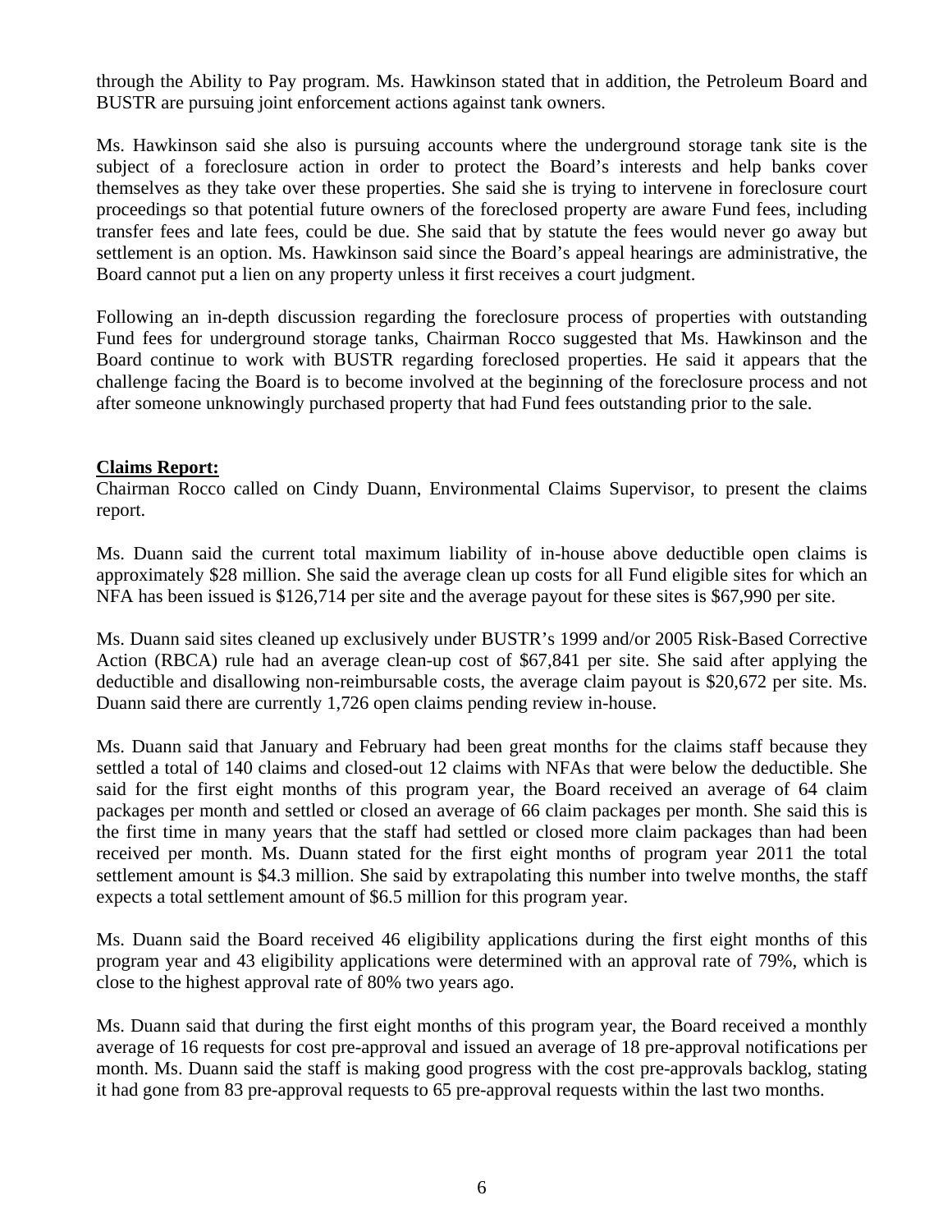through the Ability to Pay program. Ms. Hawkinson stated that in addition, the Petroleum Board and BUSTR are pursuing joint enforcement actions against tank owners.

Ms. Hawkinson said she also is pursuing accounts where the underground storage tank site is the subject of a foreclosure action in order to protect the Board's interests and help banks cover themselves as they take over these properties. She said she is trying to intervene in foreclosure court proceedings so that potential future owners of the foreclosed property are aware Fund fees, including transfer fees and late fees, could be due. She said that by statute the fees would never go away but settlement is an option. Ms. Hawkinson said since the Board's appeal hearings are administrative, the Board cannot put a lien on any property unless it first receives a court judgment.

Following an in-depth discussion regarding the foreclosure process of properties with outstanding Fund fees for underground storage tanks, Chairman Rocco suggested that Ms. Hawkinson and the Board continue to work with BUSTR regarding foreclosed properties. He said it appears that the challenge facing the Board is to become involved at the beginning of the foreclosure process and not after someone unknowingly purchased property that had Fund fees outstanding prior to the sale.

**Claims Report:**

Chairman Rocco called on Cindy Duann, Environmental Claims Supervisor, to present the claims report.

Ms. Duann said the current total maximum liability of in-house above deductible open claims is approximately $28 million. She said the average clean up costs for all Fund eligible sites for which an NFA has been issued is $126,714 per site and the average payout for these sites is $67,990 per site.

Ms. Duann said sites cleaned up exclusively under BUSTR's 1999 and/or 2005 Risk-Based Corrective Action (RBCA) rule had an average clean-up cost of $67,841 per site. She said after applying the deductible and disallowing non-reimbursable costs, the average claim payout is $20,672 per site. Ms. Duann said there are currently 1,726 open claims pending review in-house.

Ms. Duann said that January and February had been great months for the claims staff because they settled a total of 140 claims and closed-out 12 claims with NFAs that were below the deductible. She said for the first eight months of this program year, the Board received an average of 64 claim packages per month and settled or closed an average of 66 claim packages per month. She said this is the first time in many years that the staff had settled or closed more claim packages than had been received per month. Ms. Duann stated for the first eight months of program year 2011 the total settlement amount is $4.3 million. She said by extrapolating this number into twelve months, the staff expects a total settlement amount of $6.5 million for this program year.

Ms. Duann said the Board received 46 eligibility applications during the first eight months of this program year and 43 eligibility applications were determined with an approval rate of 79%, which is close to the highest approval rate of 80% two years ago.

Ms. Duann said that during the first eight months of this program year, the Board received a monthly average of 16 requests for cost pre-approval and issued an average of 18 pre-approval notifications per month. Ms. Duann said the staff is making good progress with the cost pre-approvals backlog, stating it had gone from 83 pre-approval requests to 65 pre-approval requests within the last two months.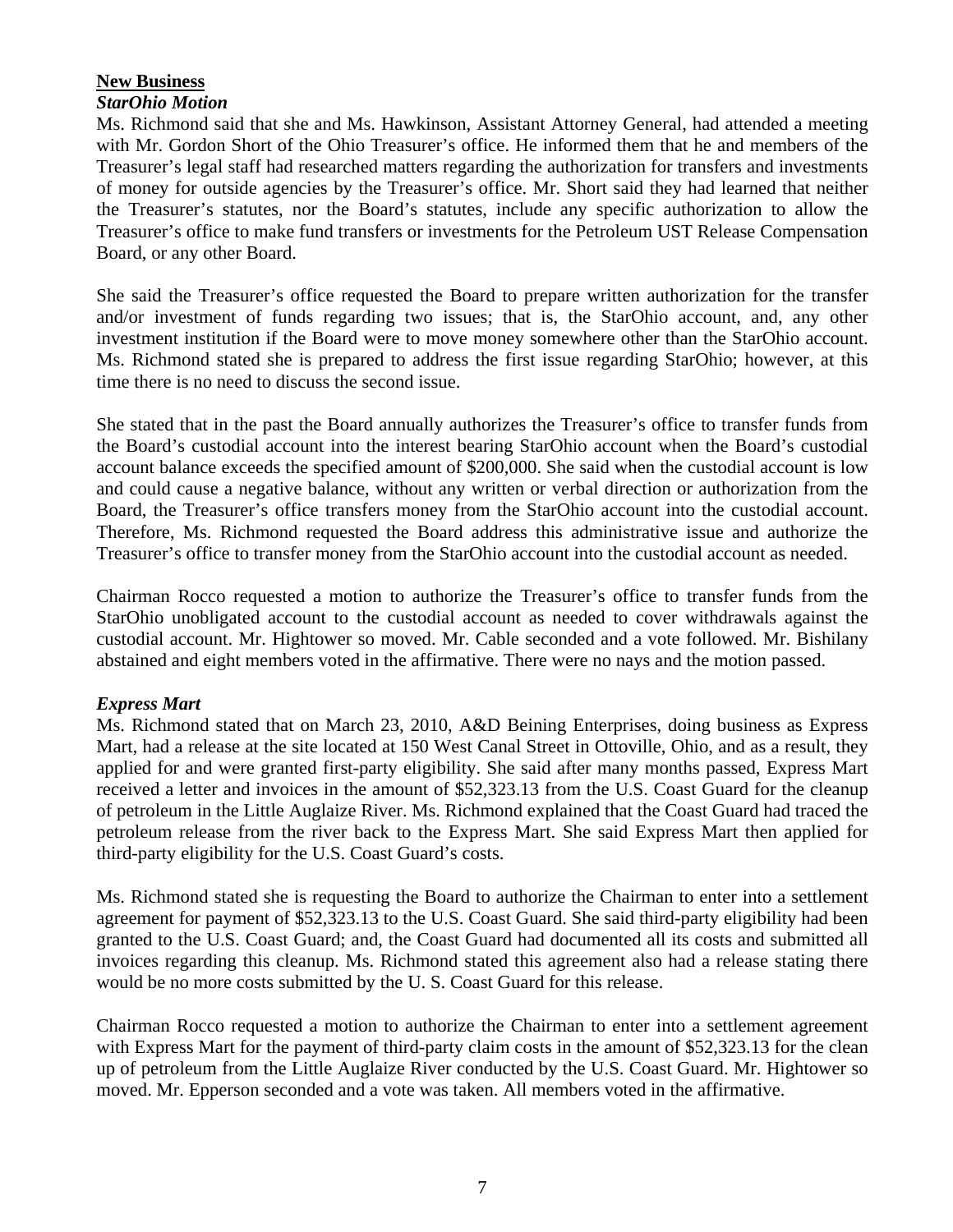**New Business**

***StarOhio Motion***

Ms. Richmond said that she and Ms. Hawkinson, Assistant Attorney General, had attended a meeting with Mr. Gordon Short of the Ohio Treasurer's office. He informed them that he and members of the Treasurer's legal staff had researched matters regarding the authorization for transfers and investments of money for outside agencies by the Treasurer's office. Mr. Short said they had learned that neither the Treasurer's statutes, nor the Board's statutes, include any specific authorization to allow the Treasurer's office to make fund transfers or investments for the Petroleum UST Release Compensation Board, or any other Board.

She said the Treasurer's office requested the Board to prepare written authorization for the transfer and/or investment of funds regarding two issues; that is, the StarOhio account, and, any other investment institution if the Board were to move money somewhere other than the StarOhio account. Ms. Richmond stated she is prepared to address the first issue regarding StarOhio; however, at this time there is no need to discuss the second issue.

She stated that in the past the Board annually authorizes the Treasurer's office to transfer funds from the Board's custodial account into the interest bearing StarOhio account when the Board's custodial account balance exceeds the specified amount of $200,000. She said when the custodial account is low and could cause a negative balance, without any written or verbal direction or authorization from the Board, the Treasurer's office transfers money from the StarOhio account into the custodial account. Therefore, Ms. Richmond requested the Board address this administrative issue and authorize the Treasurer's office to transfer money from the StarOhio account into the custodial account as needed.

Chairman Rocco requested a motion to authorize the Treasurer's office to transfer funds from the StarOhio unobligated account to the custodial account as needed to cover withdrawals against the custodial account. Mr. Hightower so moved. Mr. Cable seconded and a vote followed. Mr. Bishilany abstained and eight members voted in the affirmative. There were no nays and the motion passed.

***Express Mart***

Ms. Richmond stated that on March 23, 2010, A&D Beining Enterprises, doing business as Express Mart, had a release at the site located at 150 West Canal Street in Ottoville, Ohio, and as a result, they applied for and were granted first-party eligibility. She said after many months passed, Express Mart received a letter and invoices in the amount of $52,323.13 from the U.S. Coast Guard for the cleanup of petroleum in the Little Auglaize River. Ms. Richmond explained that the Coast Guard had traced the petroleum release from the river back to the Express Mart. She said Express Mart then applied for third-party eligibility for the U.S. Coast Guard's costs.

Ms. Richmond stated she is requesting the Board to authorize the Chairman to enter into a settlement agreement for payment of $52,323.13 to the U.S. Coast Guard. She said third-party eligibility had been granted to the U.S. Coast Guard; and, the Coast Guard had documented all its costs and submitted all invoices regarding this cleanup. Ms. Richmond stated this agreement also had a release stating there would be no more costs submitted by the U. S. Coast Guard for this release.

Chairman Rocco requested a motion to authorize the Chairman to enter into a settlement agreement with Express Mart for the payment of third-party claim costs in the amount of $52,323.13 for the clean up of petroleum from the Little Auglaize River conducted by the U.S. Coast Guard. Mr. Hightower so moved. Mr. Epperson seconded and a vote was taken. All members voted in the affirmative.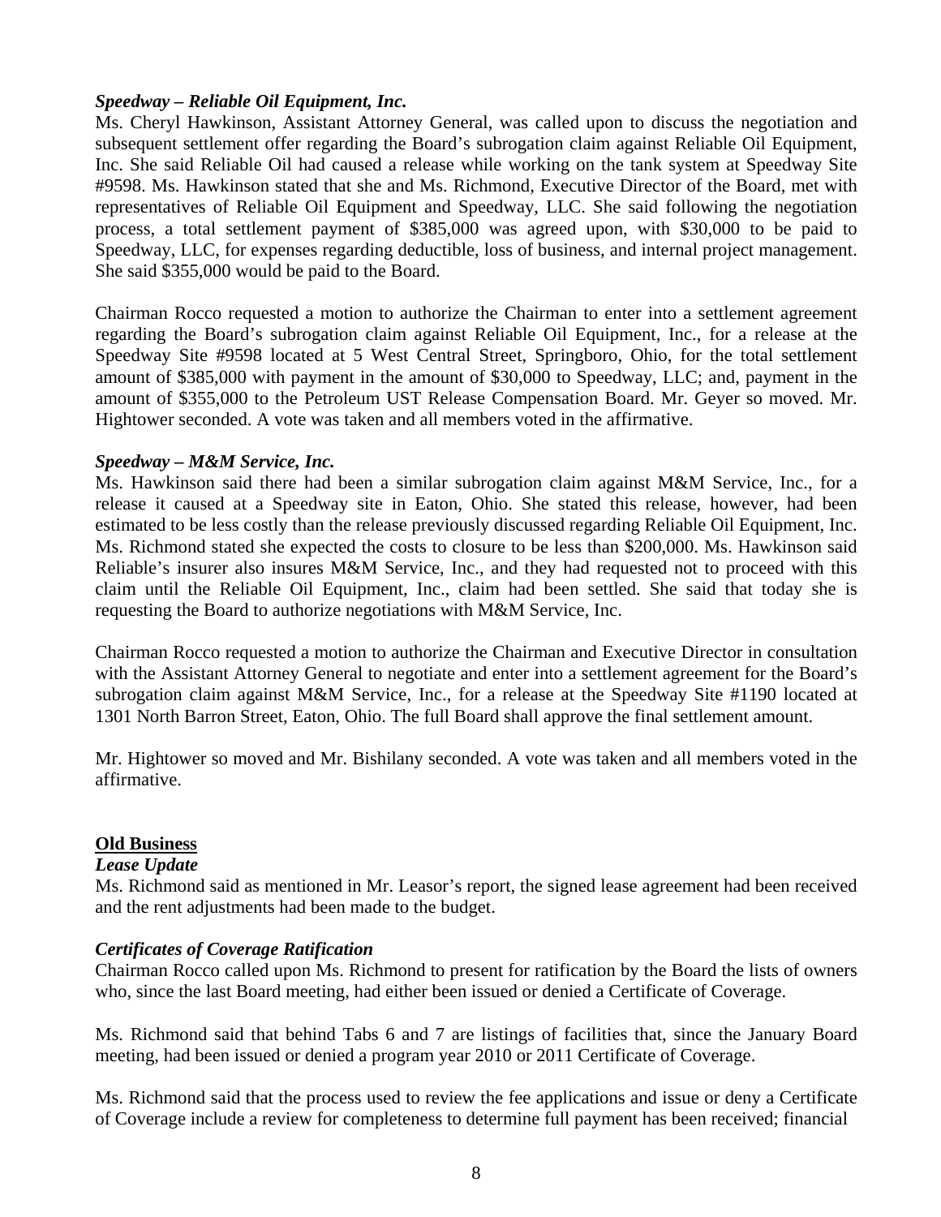### *Speedway – Reliable Oil Equipment, Inc.*

Ms. Cheryl Hawkinson, Assistant Attorney General, was called upon to discuss the negotiation and subsequent settlement offer regarding the Board's subrogation claim against Reliable Oil Equipment, Inc. She said Reliable Oil had caused a release while working on the tank system at Speedway Site #9598. Ms. Hawkinson stated that she and Ms. Richmond, Executive Director of the Board, met with representatives of Reliable Oil Equipment and Speedway, LLC. She said following the negotiation process, a total settlement payment of $385,000 was agreed upon, with $30,000 to be paid to Speedway, LLC, for expenses regarding deductible, loss of business, and internal project management. She said $355,000 would be paid to the Board.

Chairman Rocco requested a motion to authorize the Chairman to enter into a settlement agreement regarding the Board's subrogation claim against Reliable Oil Equipment, Inc., for a release at the Speedway Site #9598 located at 5 West Central Street, Springboro, Ohio, for the total settlement amount of $385,000 with payment in the amount of $30,000 to Speedway, LLC; and, payment in the amount of $355,000 to the Petroleum UST Release Compensation Board. Mr. Geyer so moved. Mr. Hightower seconded. A vote was taken and all members voted in the affirmative.

### *Speedway – M&M Service, Inc.*

Ms. Hawkinson said there had been a similar subrogation claim against M&M Service, Inc., for a release it caused at a Speedway site in Eaton, Ohio. She stated this release, however, had been estimated to be less costly than the release previously discussed regarding Reliable Oil Equipment, Inc. Ms. Richmond stated she expected the costs to closure to be less than $200,000. Ms. Hawkinson said Reliable's insurer also insures M&M Service, Inc., and they had requested not to proceed with this claim until the Reliable Oil Equipment, Inc., claim had been settled. She said that today she is requesting the Board to authorize negotiations with M&M Service, Inc.

Chairman Rocco requested a motion to authorize the Chairman and Executive Director in consultation with the Assistant Attorney General to negotiate and enter into a settlement agreement for the Board's subrogation claim against M&M Service, Inc., for a release at the Speedway Site #1190 located at 1301 North Barron Street, Eaton, Ohio. The full Board shall approve the final settlement amount.

Mr. Hightower so moved and Mr. Bishilany seconded. A vote was taken and all members voted in the affirmative.

## **Old Business**

### *Lease Update*

Ms. Richmond said as mentioned in Mr. Leasor's report, the signed lease agreement had been received and the rent adjustments had been made to the budget.

### *Certificates of Coverage Ratification*

Chairman Rocco called upon Ms. Richmond to present for ratification by the Board the lists of owners who, since the last Board meeting, had either been issued or denied a Certificate of Coverage.

Ms. Richmond said that behind Tabs 6 and 7 are listings of facilities that, since the January Board meeting, had been issued or denied a program year 2010 or 2011 Certificate of Coverage.

Ms. Richmond said that the process used to review the fee applications and issue or deny a Certificate of Coverage include a review for completeness to determine full payment has been received; financial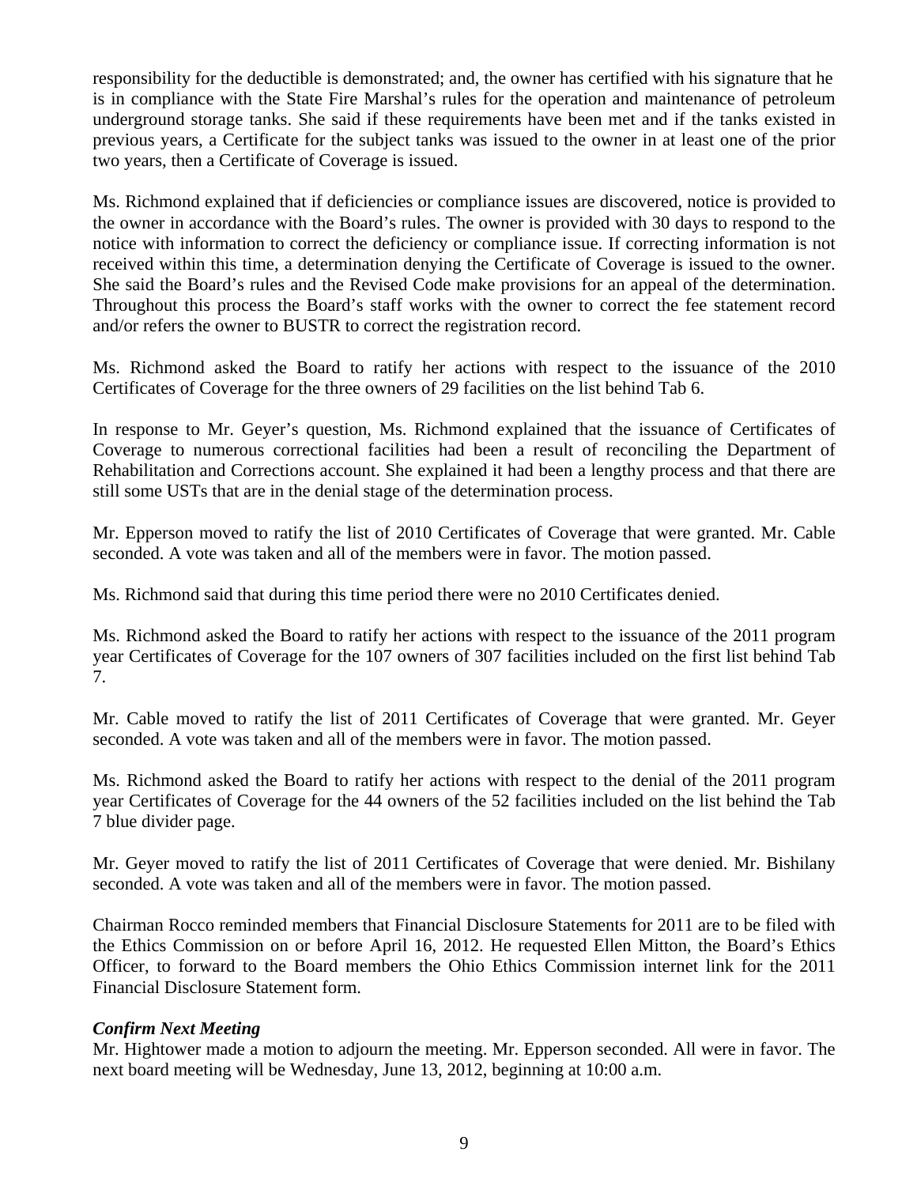responsibility for the deductible is demonstrated; and, the owner has certified with his signature that he is in compliance with the State Fire Marshal's rules for the operation and maintenance of petroleum underground storage tanks. She said if these requirements have been met and if the tanks existed in previous years, a Certificate for the subject tanks was issued to the owner in at least one of the prior two years, then a Certificate of Coverage is issued.

Ms. Richmond explained that if deficiencies or compliance issues are discovered, notice is provided to the owner in accordance with the Board's rules. The owner is provided with 30 days to respond to the notice with information to correct the deficiency or compliance issue. If correcting information is not received within this time, a determination denying the Certificate of Coverage is issued to the owner. She said the Board's rules and the Revised Code make provisions for an appeal of the determination. Throughout this process the Board's staff works with the owner to correct the fee statement record and/or refers the owner to BUSTR to correct the registration record.

Ms. Richmond asked the Board to ratify her actions with respect to the issuance of the 2010 Certificates of Coverage for the three owners of 29 facilities on the list behind Tab 6.

In response to Mr. Geyer's question, Ms. Richmond explained that the issuance of Certificates of Coverage to numerous correctional facilities had been a result of reconciling the Department of Rehabilitation and Corrections account. She explained it had been a lengthy process and that there are still some USTs that are in the denial stage of the determination process.

Mr. Epperson moved to ratify the list of 2010 Certificates of Coverage that were granted. Mr. Cable seconded. A vote was taken and all of the members were in favor. The motion passed.

Ms. Richmond said that during this time period there were no 2010 Certificates denied.

Ms. Richmond asked the Board to ratify her actions with respect to the issuance of the 2011 program year Certificates of Coverage for the 107 owners of 307 facilities included on the first list behind Tab 7.

Mr. Cable moved to ratify the list of 2011 Certificates of Coverage that were granted. Mr. Geyer seconded. A vote was taken and all of the members were in favor. The motion passed.

Ms. Richmond asked the Board to ratify her actions with respect to the denial of the 2011 program year Certificates of Coverage for the 44 owners of the 52 facilities included on the list behind the Tab 7 blue divider page.

Mr. Geyer moved to ratify the list of 2011 Certificates of Coverage that were denied. Mr. Bishilany seconded. A vote was taken and all of the members were in favor. The motion passed.

Chairman Rocco reminded members that Financial Disclosure Statements for 2011 are to be filed with the Ethics Commission on or before April 16, 2012. He requested Ellen Mitton, the Board's Ethics Officer, to forward to the Board members the Ohio Ethics Commission internet link for the 2011 Financial Disclosure Statement form.

***Confirm Next Meeting***

Mr. Hightower made a motion to adjourn the meeting. Mr. Epperson seconded. All were in favor. The next board meeting will be Wednesday, June 13, 2012, beginning at 10:00 a.m.